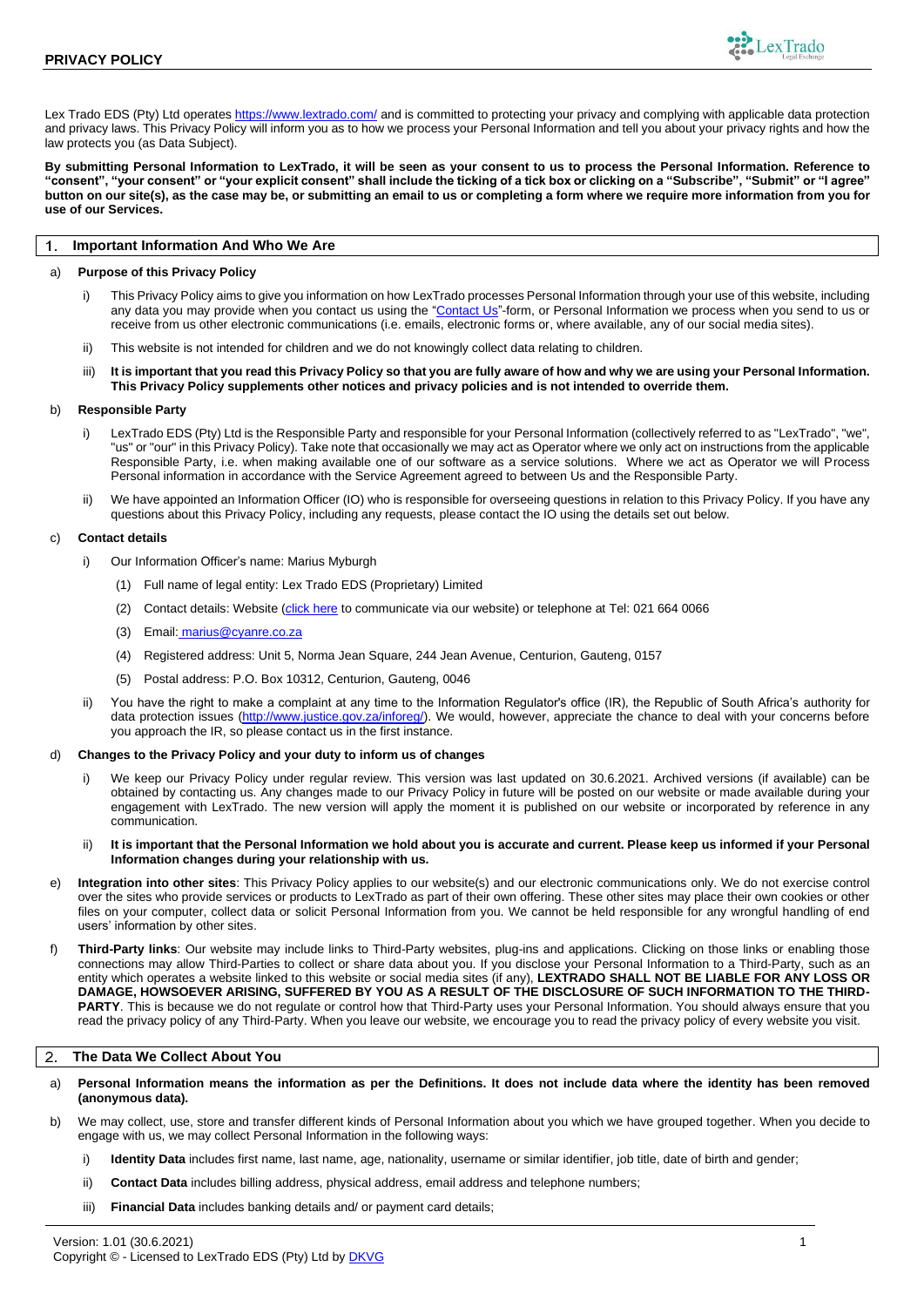# PRIVACY POLICY

Lex Trado EDS (Pty) Ltd operates https://www.lextrado.com/ and is committed to protecting your privacy and complying with applicable data protection and privacy laws. This Privacy Policy will inform you as to how we process your Personal Information and tell you about your privacy rights and how the law protects you (as Data Subject).

**By submitting Personal Information to LexTrado, it will be seen as your consent to us to process the Personal Information. Reference to "consent", "your consent" or "your explicit consent" shall include the ticking of a tick box or clicking on a "Subscribe", "Submit" or "I agree" button on our site(s), as the case may be, or submitting an email to us or completing a form where we require more information from you for use of our Services.**

## 1. Important Information And Who We Are

a) **Purpose of this Privacy Policy**

i) This Privacy Policy aims to give you information on how LexTrado processes Personal Information through your use of this website, including any data you may provide when you contact us using the "Contact Us"-form, or Personal Information we process when you send to us or receive from us other electronic communications (i.e. emails, electronic forms or, where available, any of our social media sites).

ii) This website is not intended for children and we do not knowingly collect data relating to children.

iii) **It is important that you read this Privacy Policy so that you are fully aware of how and why we are using your Personal Information. This Privacy Policy supplements other notices and privacy policies and is not intended to override them.**

b) **Responsible Party**

i) LexTrado EDS (Pty) Ltd is the Responsible Party and responsible for your Personal Information (collectively referred to as "LexTrado", "we", "us" or "our" in this Privacy Policy). Take note that occasionally we may act as Operator where we only act on instructions from the applicable Responsible Party, i.e. when making available one of our software as a service solutions. Where we act as Operator we will Process Personal information in accordance with the Service Agreement agreed to between Us and the Responsible Party.

ii) We have appointed an Information Officer (IO) who is responsible for overseeing questions in relation to this Privacy Policy. If you have any questions about this Privacy Policy, including any requests, please contact the IO using the details set out below.

c) **Contact details**

i) Our Information Officer's name: Marius Myburgh

(1) Full name of legal entity: Lex Trado EDS (Proprietary) Limited

(2) Contact details: Website (click here to communicate via our website) or telephone at Tel: 021 664 0066

(3) Email: marius@cyanre.co.za

(4) Registered address: Unit 5, Norma Jean Square, 244 Jean Avenue, Centurion, Gauteng, 0157

(5) Postal address: P.O. Box 10312, Centurion, Gauteng, 0046

ii) You have the right to make a complaint at any time to the Information Regulator's office (IR), the Republic of South Africa's authority for data protection issues (http://www.justice.gov.za/inforeg/). We would, however, appreciate the chance to deal with your concerns before you approach the IR, so please contact us in the first instance.

d) **Changes to the Privacy Policy and your duty to inform us of changes**

i) We keep our Privacy Policy under regular review. This version was last updated on 30.6.2021. Archived versions (if available) can be obtained by contacting us. Any changes made to our Privacy Policy in future will be posted on our website or made available during your engagement with LexTrado. The new version will apply the moment it is published on our website or incorporated by reference in any communication.

ii) **It is important that the Personal Information we hold about you is accurate and current. Please keep us informed if your Personal Information changes during your relationship with us.**

e) **Integration into other sites**: This Privacy Policy applies to our website(s) and our electronic communications only. We do not exercise control over the sites who provide services or products to LexTrado as part of their own offering. These other sites may place their own cookies or other files on your computer, collect data or solicit Personal Information from you. We cannot be held responsible for any wrongful handling of end users' information by other sites.

f) **Third-Party links**: Our website may include links to Third-Party websites, plug-ins and applications. Clicking on those links or enabling those connections may allow Third-Parties to collect or share data about you. If you disclose your Personal Information to a Third-Party, such as an entity which operates a website linked to this website or social media sites (if any), **LEXTRADO SHALL NOT BE LIABLE FOR ANY LOSS OR DAMAGE, HOWSOEVER ARISING, SUFFERED BY YOU AS A RESULT OF THE DISCLOSURE OF SUCH INFORMATION TO THE THIRD-PARTY**. This is because we do not regulate or control how that Third-Party uses your Personal Information. You should always ensure that you read the privacy policy of any Third-Party. When you leave our website, we encourage you to read the privacy policy of every website you visit.

## 2. The Data We Collect About You

a) **Personal Information means the information as per the Definitions. It does not include data where the identity has been removed (anonymous data).**

b) We may collect, use, store and transfer different kinds of Personal Information about you which we have grouped together. When you decide to engage with us, we may collect Personal Information in the following ways:

i) **Identity Data** includes first name, last name, age, nationality, username or similar identifier, job title, date of birth and gender;

ii) **Contact Data** includes billing address, physical address, email address and telephone numbers;

iii) **Financial Data** includes banking details and/ or payment card details;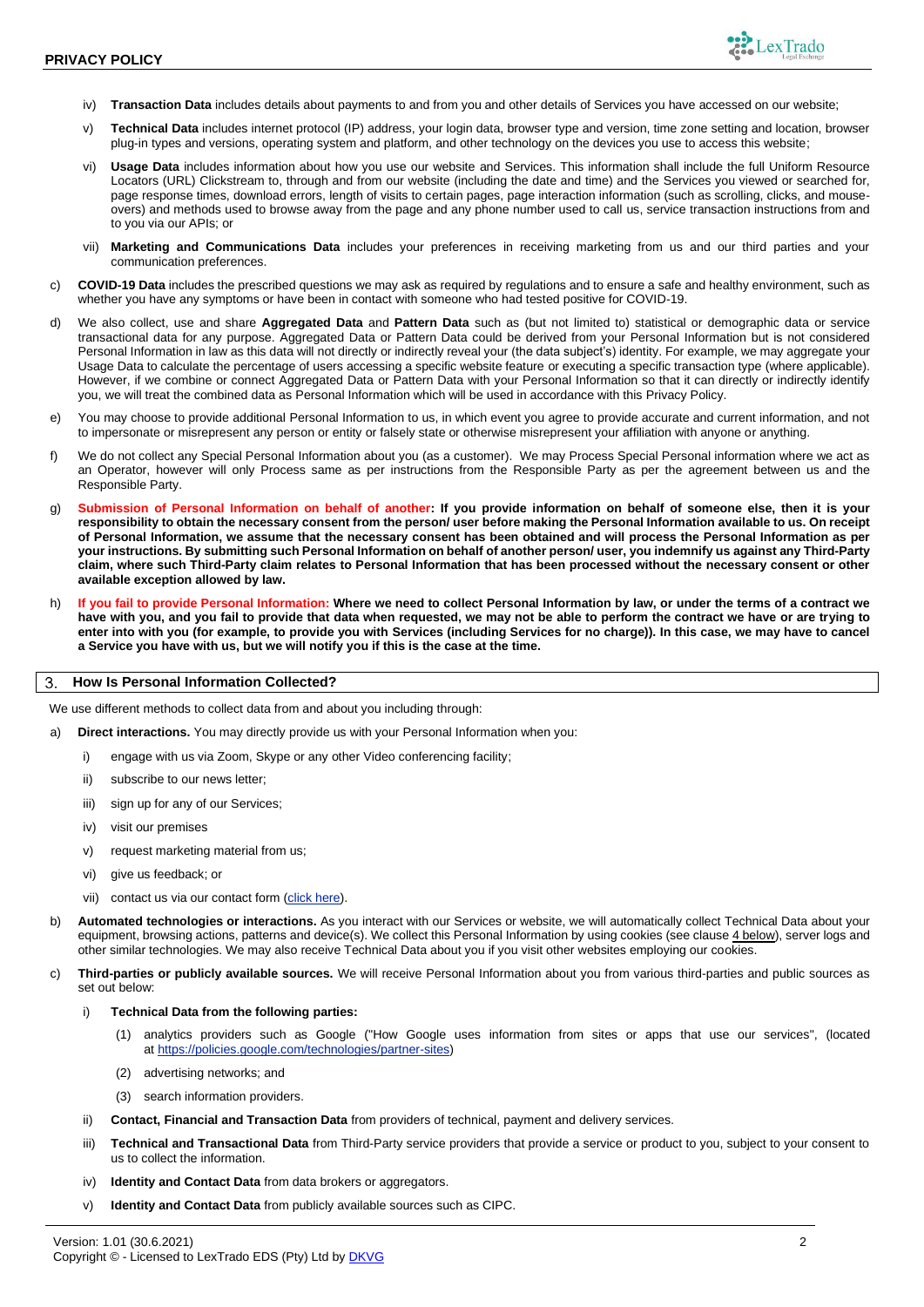iv) **Transaction Data** includes details about payments to and from you and other details of Services you have accessed on our website;

v) **Technical Data** includes internet protocol (IP) address, your login data, browser type and version, time zone setting and location, browser plug-in types and versions, operating system and platform, and other technology on the devices you use to access this website;

vi) **Usage Data** includes information about how you use our website and Services. This information shall include the full Uniform Resource Locators (URL) Clickstream to, through and from our website (including the date and time) and the Services you viewed or searched for, page response times, download errors, length of visits to certain pages, page interaction information (such as scrolling, clicks, and mouse-overs) and methods used to browse away from the page and any phone number used to call us, service transaction instructions from and to you via our APIs; or

vii) **Marketing and Communications Data** includes your preferences in receiving marketing from us and our third parties and your communication preferences.

c) **COVID-19 Data** includes the prescribed questions we may ask as required by regulations and to ensure a safe and healthy environment, such as whether you have any symptoms or have been in contact with someone who had tested positive for COVID-19.

d) We also collect, use and share **Aggregated Data** and **Pattern Data** such as (but not limited to) statistical or demographic data or service transactional data for any purpose. Aggregated Data or Pattern Data could be derived from your Personal Information but is not considered Personal Information in law as this data will not directly or indirectly reveal your (the data subject's) identity. For example, we may aggregate your Usage Data to calculate the percentage of users accessing a specific website feature or executing a specific transaction type (where applicable). However, if we combine or connect Aggregated Data or Pattern Data with your Personal Information so that it can directly or indirectly identify you, we will treat the combined data as Personal Information which will be used in accordance with this Privacy Policy.

e) You may choose to provide additional Personal Information to us, in which event you agree to provide accurate and current information, and not to impersonate or misrepresent any person or entity or falsely state or otherwise misrepresent your affiliation with anyone or anything.

f) We do not collect any Special Personal Information about you (as a customer). We may Process Special Personal information where we act as an Operator, however will only Process same as per instructions from the Responsible Party as per the agreement between us and the Responsible Party.

g) **Submission of Personal Information on behalf of another: If you provide information on behalf of someone else, then it is your responsibility to obtain the necessary consent from the person/ user before making the Personal Information available to us. On receipt of Personal Information, we assume that the necessary consent has been obtained and will process the Personal Information as per your instructions. By submitting such Personal Information on behalf of another person/ user, you indemnify us against any Third-Party claim, where such Third-Party claim relates to Personal Information that has been processed without the necessary consent or other available exception allowed by law.**

h) **If you fail to provide Personal Information: Where we need to collect Personal Information by law, or under the terms of a contract we have with you, and you fail to provide that data when requested, we may not be able to perform the contract we have or are trying to enter into with you (for example, to provide you with Services (including Services for no charge)). In this case, we may have to cancel a Service you have with us, but we will notify you if this is the case at the time.**

## 3. How Is Personal Information Collected?

We use different methods to collect data from and about you including through:

a) **Direct interactions.** You may directly provide us with your Personal Information when you:

i) engage with us via Zoom, Skype or any other Video conferencing facility;

ii) subscribe to our news letter;

iii) sign up for any of our Services;

iv) visit our premises

v) request marketing material from us;

vi) give us feedback; or

vii) contact us via our contact form (click here).

b) **Automated technologies or interactions.** As you interact with our Services or website, we will automatically collect Technical Data about your equipment, browsing actions, patterns and device(s). We collect this Personal Information by using cookies (see clause 4 below), server logs and other similar technologies. We may also receive Technical Data about you if you visit other websites employing our cookies.

c) **Third-parties or publicly available sources.** We will receive Personal Information about you from various third-parties and public sources as set out below:

i) **Technical Data from the following parties:**

(1) analytics providers such as Google ("How Google uses information from sites or apps that use our services", (located at https://policies.google.com/technologies/partner-sites)

(2) advertising networks; and

(3) search information providers.

ii) **Contact, Financial and Transaction Data** from providers of technical, payment and delivery services.

iii) **Technical and Transactional Data** from Third-Party service providers that provide a service or product to you, subject to your consent to us to collect the information.

iv) **Identity and Contact Data** from data brokers or aggregators.

v) **Identity and Contact Data** from publicly available sources such as CIPC.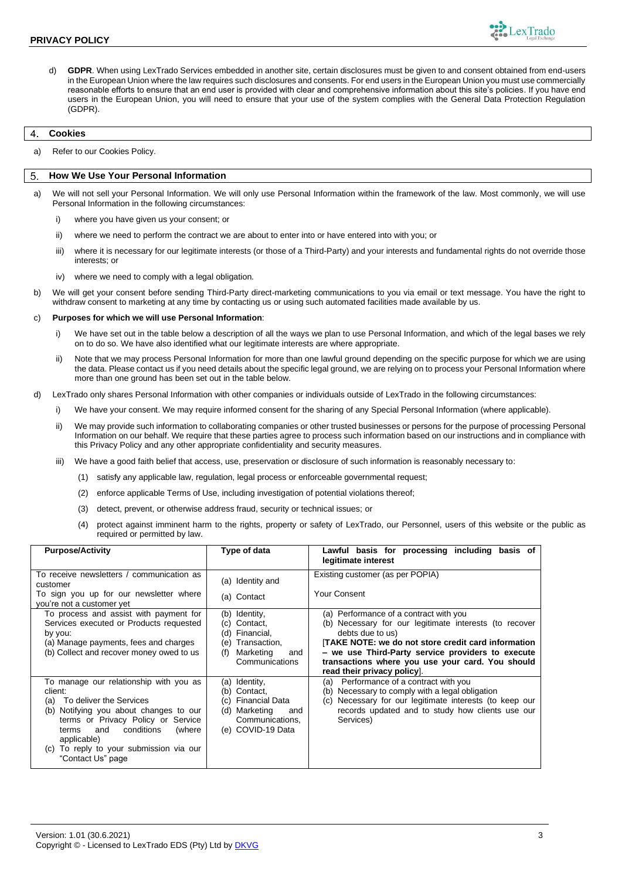d) **GDPR**. When using LexTrado Services embedded in another site, certain disclosures must be given to and consent obtained from end-users in the European Union where the law requires such disclosures and consents. For end users in the European Union you must use commercially reasonable efforts to ensure that an end user is provided with clear and comprehensive information about this site's policies. If you have end users in the European Union, you will need to ensure that your use of the system complies with the General Data Protection Regulation (GDPR).

## 4. Cookies

a) Refer to our Cookies Policy.

## 5. How We Use Your Personal Information

a) We will not sell your Personal Information. We will only use Personal Information within the framework of the law. Most commonly, we will use Personal Information in the following circumstances:

   i) where you have given us your consent; or

   ii) where we need to perform the contract we are about to enter into or have entered into with you; or

   iii) where it is necessary for our legitimate interests (or those of a Third-Party) and your interests and fundamental rights do not override those interests; or

   iv) where we need to comply with a legal obligation.

b) We will get your consent before sending Third-Party direct-marketing communications to you via email or text message. You have the right to withdraw consent to marketing at any time by contacting us or using such automated facilities made available by us.

c) **Purposes for which we will use Personal Information**:

   i) We have set out in the table below a description of all the ways we plan to use Personal Information, and which of the legal bases we rely on to do so. We have also identified what our legitimate interests are where appropriate.

   ii) Note that we may process Personal Information for more than one lawful ground depending on the specific purpose for which we are using the data. Please contact us if you need details about the specific legal ground, we are relying on to process your Personal Information where more than one ground has been set out in the table below.

d) LexTrado only shares Personal Information with other companies or individuals outside of LexTrado in the following circumstances:

   i) We have your consent. We may require informed consent for the sharing of any Special Personal Information (where applicable).

   ii) We may provide such information to collaborating companies or other trusted businesses or persons for the purpose of processing Personal Information on our behalf. We require that these parties agree to process such information based on our instructions and in compliance with this Privacy Policy and any other appropriate confidentiality and security measures.

   iii) We have a good faith belief that access, use, preservation or disclosure of such information is reasonably necessary to:

      (1) satisfy any applicable law, regulation, legal process or enforceable governmental request;

      (2) enforce applicable Terms of Use, including investigation of potential violations thereof;

      (3) detect, prevent, or otherwise address fraud, security or technical issues; or

      (4) protect against imminent harm to the rights, property or safety of LexTrado, our Personnel, users of this website or the public as required or permitted by law.

| Purpose/Activity | Type of data | Lawful basis for processing including basis of legitimate interest |
|---|---|---|
| To receive newsletters / communication as customer<br>To sign you up for our newsletter where you're not a customer yet | (a) Identity and<br>(a) Contact | Existing customer (as per POPIA)<br>Your Consent |
| To process and assist with payment for Services executed or Products requested by you:<br>(a) Manage payments, fees and charges<br>(b) Collect and recover money owed to us | (b) Identity,<br>(c) Contact,<br>(d) Financial,<br>(e) Transaction,<br>(f) Marketing and Communications | (a) Performance of a contract with you<br>(b) Necessary for our legitimate interests (to recover debts due to us)<br>[**TAKE NOTE: we do not store credit card information – we use Third-Party service providers to execute transactions where you use your card. You should read their privacy policy**]. |
| To manage our relationship with you as client:<br>(a) To deliver the Services<br>(b) Notifying you about changes to our terms or Privacy Policy or Service terms and conditions (where applicable)<br>(c) To reply to your submission via our "Contact Us" page | (a) Identity,<br>(b) Contact,<br>(c) Financial Data<br>(d) Marketing and Communications,<br>(e) COVID-19 Data | (a) Performance of a contract with you<br>(b) Necessary to comply with a legal obligation<br>(c) Necessary for our legitimate interests (to keep our records updated and to study how clients use our Services) |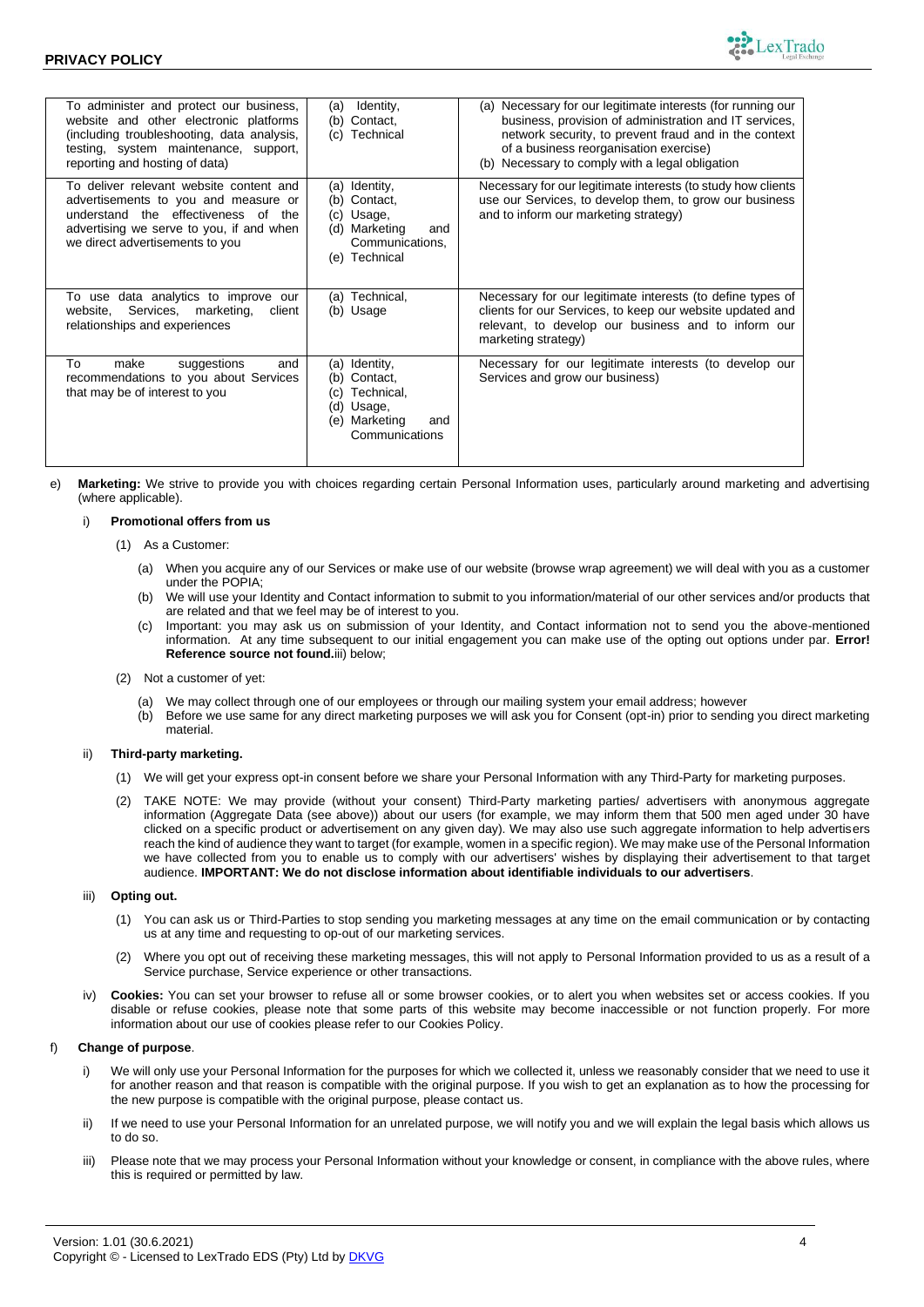| To administer and protect our business, website and other electronic platforms (including troubleshooting, data analysis, testing, system maintenance, support, reporting and hosting of data) | (a) Identity,<br>(b) Contact,<br>(c) Technical | (a) Necessary for our legitimate interests (for running our business, provision of administration and IT services, network security, to prevent fraud and in the context of a business reorganisation exercise)<br>(b) Necessary to comply with a legal obligation |
|---|---|---|
| To deliver relevant website content and advertisements to you and measure or understand the effectiveness of the advertising we serve to you, if and when we direct advertisements to you | (a) Identity,<br>(b) Contact,<br>(c) Usage,<br>(d) Marketing and Communications,<br>(e) Technical | Necessary for our legitimate interests (to study how clients use our Services, to develop them, to grow our business and to inform our marketing strategy) |
| To use data analytics to improve our website, Services, marketing, client relationships and experiences | (a) Technical,<br>(b) Usage | Necessary for our legitimate interests (to define types of clients for our Services, to keep our website updated and relevant, to develop our business and to inform our marketing strategy) |
| To make suggestions and recommendations to you about Services that may be of interest to you | (a) Identity,<br>(b) Contact,<br>(c) Technical,<br>(d) Usage,<br>(e) Marketing and Communications | Necessary for our legitimate interests (to develop our Services and grow our business) |

e) **Marketing:** We strive to provide you with choices regarding certain Personal Information uses, particularly around marketing and advertising (where applicable).

i) **Promotional offers from us**

(1) As a Customer:

(a) When you acquire any of our Services or make use of our website (browse wrap agreement) we will deal with you as a customer under the POPIA;

(b) We will use your Identity and Contact information to submit to you information/material of our other services and/or products that are related and that we feel may be of interest to you.

(c) Important: you may ask us on submission of your Identity, and Contact information not to send you the above-mentioned information. At any time subsequent to our initial engagement you can make use of the opting out options under par. **Error! Reference source not found.**iii) below;

(2) Not a customer of yet:

(a) We may collect through one of our employees or through our mailing system your email address; however

(b) Before we use same for any direct marketing purposes we will ask you for Consent (opt-in) prior to sending you direct marketing material.

ii) **Third-party marketing.**

(1) We will get your express opt-in consent before we share your Personal Information with any Third-Party for marketing purposes.

(2) TAKE NOTE: We may provide (without your consent) Third-Party marketing parties/ advertisers with anonymous aggregate information (Aggregate Data (see above)) about our users (for example, we may inform them that 500 men aged under 30 have clicked on a specific product or advertisement on any given day). We may also use such aggregate information to help advertisers reach the kind of audience they want to target (for example, women in a specific region). We may make use of the Personal Information we have collected from you to enable us to comply with our advertisers' wishes by displaying their advertisement to that target audience. **IMPORTANT: We do not disclose information about identifiable individuals to our advertisers**.

iii) **Opting out.**

(1) You can ask us or Third-Parties to stop sending you marketing messages at any time on the email communication or by contacting us at any time and requesting to op-out of our marketing services.

(2) Where you opt out of receiving these marketing messages, this will not apply to Personal Information provided to us as a result of a Service purchase, Service experience or other transactions.

iv) **Cookies:** You can set your browser to refuse all or some browser cookies, or to alert you when websites set or access cookies. If you disable or refuse cookies, please note that some parts of this website may become inaccessible or not function properly. For more information about our use of cookies please refer to our Cookies Policy.

f) **Change of purpose**.

i) We will only use your Personal Information for the purposes for which we collected it, unless we reasonably consider that we need to use it for another reason and that reason is compatible with the original purpose. If you wish to get an explanation as to how the processing for the new purpose is compatible with the original purpose, please contact us.

ii) If we need to use your Personal Information for an unrelated purpose, we will notify you and we will explain the legal basis which allows us to do so.

iii) Please note that we may process your Personal Information without your knowledge or consent, in compliance with the above rules, where this is required or permitted by law.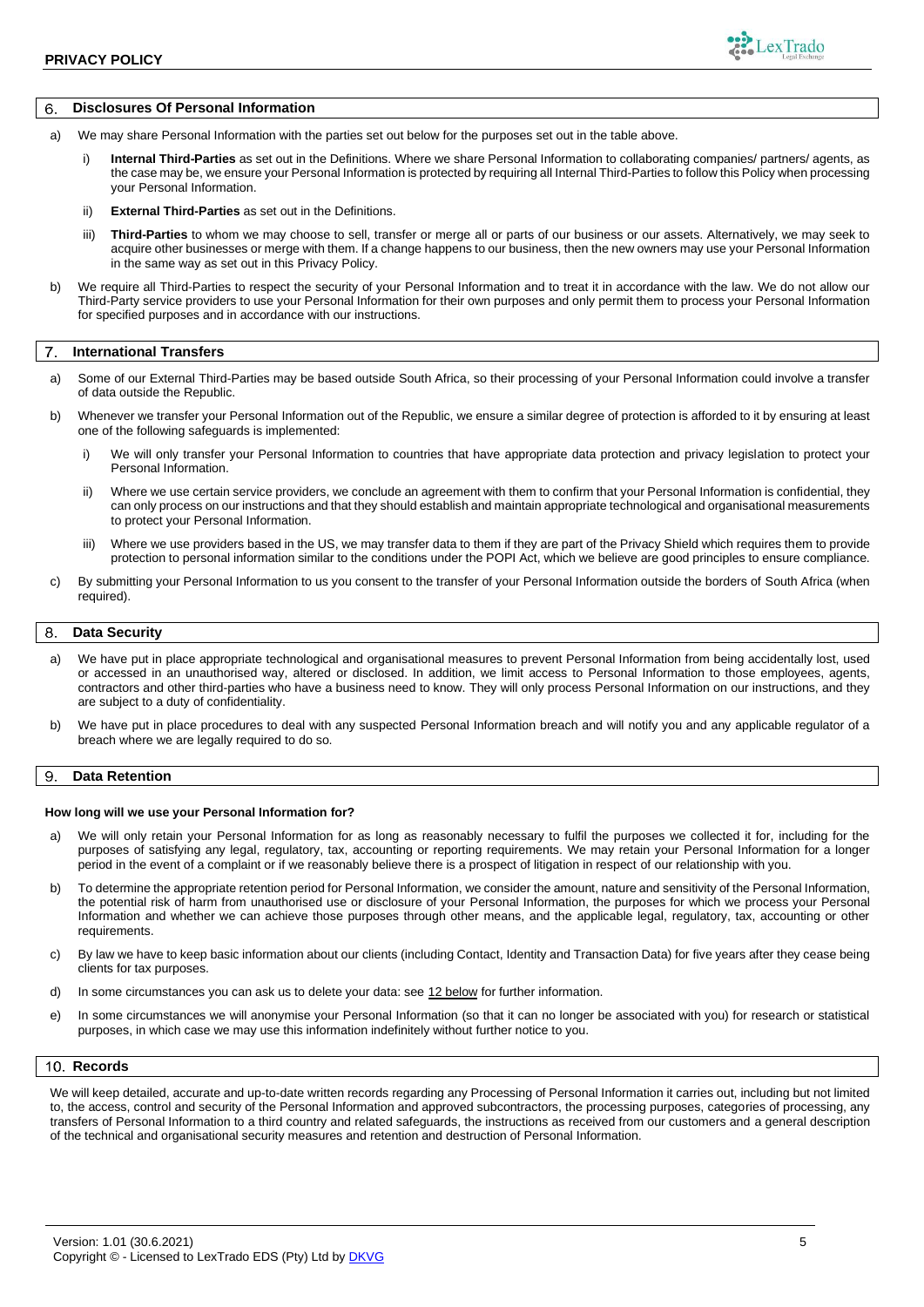## 6. Disclosures Of Personal Information

a) We may share Personal Information with the parties set out below for the purposes set out in the table above.

   i) **Internal Third-Parties** as set out in the Definitions. Where we share Personal Information to collaborating companies/ partners/ agents, as the case may be, we ensure your Personal Information is protected by requiring all Internal Third-Parties to follow this Policy when processing your Personal Information.

   ii) **External Third-Parties** as set out in the Definitions.

   iii) **Third-Parties** to whom we may choose to sell, transfer or merge all or parts of our business or our assets. Alternatively, we may seek to acquire other businesses or merge with them. If a change happens to our business, then the new owners may use your Personal Information in the same way as set out in this Privacy Policy.

b) We require all Third-Parties to respect the security of your Personal Information and to treat it in accordance with the law. We do not allow our Third-Party service providers to use your Personal Information for their own purposes and only permit them to process your Personal Information for specified purposes and in accordance with our instructions.

## 7. International Transfers

a) Some of our External Third-Parties may be based outside South Africa, so their processing of your Personal Information could involve a transfer of data outside the Republic.

b) Whenever we transfer your Personal Information out of the Republic, we ensure a similar degree of protection is afforded to it by ensuring at least one of the following safeguards is implemented:

   i) We will only transfer your Personal Information to countries that have appropriate data protection and privacy legislation to protect your Personal Information.

   ii) Where we use certain service providers, we conclude an agreement with them to confirm that your Personal Information is confidential, they can only process on our instructions and that they should establish and maintain appropriate technological and organisational measurements to protect your Personal Information.

   iii) Where we use providers based in the US, we may transfer data to them if they are part of the Privacy Shield which requires them to provide protection to personal information similar to the conditions under the POPI Act, which we believe are good principles to ensure compliance.

c) By submitting your Personal Information to us you consent to the transfer of your Personal Information outside the borders of South Africa (when required).

## 8. Data Security

a) We have put in place appropriate technological and organisational measures to prevent Personal Information from being accidentally lost, used or accessed in an unauthorised way, altered or disclosed. In addition, we limit access to Personal Information to those employees, agents, contractors and other third-parties who have a business need to know. They will only process Personal Information on our instructions, and they are subject to a duty of confidentiality.

b) We have put in place procedures to deal with any suspected Personal Information breach and will notify you and any applicable regulator of a breach where we are legally required to do so.

## 9. Data Retention

**How long will we use your Personal Information for?**

a) We will only retain your Personal Information for as long as reasonably necessary to fulfil the purposes we collected it for, including for the purposes of satisfying any legal, regulatory, tax, accounting or reporting requirements. We may retain your Personal Information for a longer period in the event of a complaint or if we reasonably believe there is a prospect of litigation in respect of our relationship with you.

b) To determine the appropriate retention period for Personal Information, we consider the amount, nature and sensitivity of the Personal Information, the potential risk of harm from unauthorised use or disclosure of your Personal Information, the purposes for which we process your Personal Information and whether we can achieve those purposes through other means, and the applicable legal, regulatory, tax, accounting or other requirements.

c) By law we have to keep basic information about our clients (including Contact, Identity and Transaction Data) for five years after they cease being clients for tax purposes.

d) In some circumstances you can ask us to delete your data: see 12 below for further information.

e) In some circumstances we will anonymise your Personal Information (so that it can no longer be associated with you) for research or statistical purposes, in which case we may use this information indefinitely without further notice to you.

## 10. Records

We will keep detailed, accurate and up-to-date written records regarding any Processing of Personal Information it carries out, including but not limited to, the access, control and security of the Personal Information and approved subcontractors, the processing purposes, categories of processing, any transfers of Personal Information to a third country and related safeguards, the instructions as received from our customers and a general description of the technical and organisational security measures and retention and destruction of Personal Information.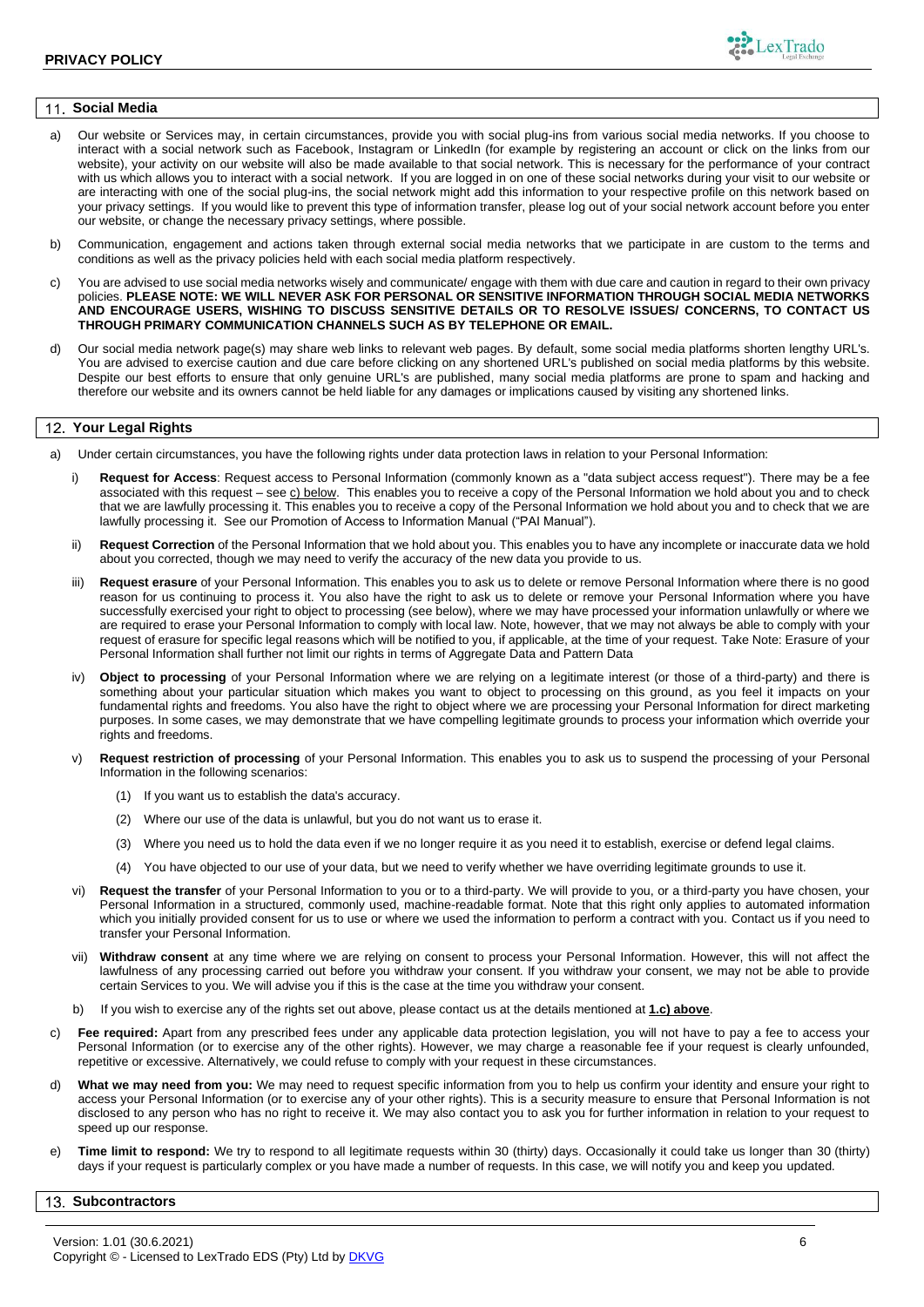## 11. Social Media

a) Our website or Services may, in certain circumstances, provide you with social plug-ins from various social media networks. If you choose to interact with a social network such as Facebook, Instagram or LinkedIn (for example by registering an account or click on the links from our website), your activity on our website will also be made available to that social network. This is necessary for the performance of your contract with us which allows you to interact with a social network. If you are logged in on one of these social networks during your visit to our website or are interacting with one of the social plug-ins, the social network might add this information to your respective profile on this network based on your privacy settings. If you would like to prevent this type of information transfer, please log out of your social network account before you enter our website, or change the necessary privacy settings, where possible.

b) Communication, engagement and actions taken through external social media networks that we participate in are custom to the terms and conditions as well as the privacy policies held with each social media platform respectively.

c) You are advised to use social media networks wisely and communicate/ engage with them with due care and caution in regard to their own privacy policies. **PLEASE NOTE: WE WILL NEVER ASK FOR PERSONAL OR SENSITIVE INFORMATION THROUGH SOCIAL MEDIA NETWORKS AND ENCOURAGE USERS, WISHING TO DISCUSS SENSITIVE DETAILS OR TO RESOLVE ISSUES/ CONCERNS, TO CONTACT US THROUGH PRIMARY COMMUNICATION CHANNELS SUCH AS BY TELEPHONE OR EMAIL.**

d) Our social media network page(s) may share web links to relevant web pages. By default, some social media platforms shorten lengthy URL's. You are advised to exercise caution and due care before clicking on any shortened URL's published on social media platforms by this website. Despite our best efforts to ensure that only genuine URL's are published, many social media platforms are prone to spam and hacking and therefore our website and its owners cannot be held liable for any damages or implications caused by visiting any shortened links.

## 12. Your Legal Rights

a) Under certain circumstances, you have the following rights under data protection laws in relation to your Personal Information:

   i) **Request for Access**: Request access to Personal Information (commonly known as a "data subject access request"). There may be a fee associated with this request – see c) below. This enables you to receive a copy of the Personal Information we hold about you and to check that we are lawfully processing it. This enables you to receive a copy of the Personal Information we hold about you and to check that we are lawfully processing it. See our Promotion of Access to Information Manual ("PAI Manual").

   ii) **Request Correction** of the Personal Information that we hold about you. This enables you to have any incomplete or inaccurate data we hold about you corrected, though we may need to verify the accuracy of the new data you provide to us.

   iii) **Request erasure** of your Personal Information. This enables you to ask us to delete or remove Personal Information where there is no good reason for us continuing to process it. You also have the right to ask us to delete or remove your Personal Information where you have successfully exercised your right to object to processing (see below), where we may have processed your information unlawfully or where we are required to erase your Personal Information to comply with local law. Note, however, that we may not always be able to comply with your request of erasure for specific legal reasons which will be notified to you, if applicable, at the time of your request. Take Note: Erasure of your Personal Information shall further not limit our rights in terms of Aggregate Data and Pattern Data

   iv) **Object to processing** of your Personal Information where we are relying on a legitimate interest (or those of a third-party) and there is something about your particular situation which makes you want to object to processing on this ground, as you feel it impacts on your fundamental rights and freedoms. You also have the right to object where we are processing your Personal Information for direct marketing purposes. In some cases, we may demonstrate that we have compelling legitimate grounds to process your information which override your rights and freedoms.

   v) **Request restriction of processing** of your Personal Information. This enables you to ask us to suspend the processing of your Personal Information in the following scenarios:

      (1) If you want us to establish the data's accuracy.

      (2) Where our use of the data is unlawful, but you do not want us to erase it.

      (3) Where you need us to hold the data even if we no longer require it as you need it to establish, exercise or defend legal claims.

      (4) You have objected to our use of your data, but we need to verify whether we have overriding legitimate grounds to use it.

   vi) **Request the transfer** of your Personal Information to you or to a third-party. We will provide to you, or a third-party you have chosen, your Personal Information in a structured, commonly used, machine-readable format. Note that this right only applies to automated information which you initially provided consent for us to use or where we used the information to perform a contract with you. Contact us if you need to transfer your Personal Information.

   vii) **Withdraw consent** at any time where we are relying on consent to process your Personal Information. However, this will not affect the lawfulness of any processing carried out before you withdraw your consent. If you withdraw your consent, we may not be able to provide certain Services to you. We will advise you if this is the case at the time you withdraw your consent.

b) If you wish to exercise any of the rights set out above, please contact us at the details mentioned at **1.c) above**.

c) **Fee required:** Apart from any prescribed fees under any applicable data protection legislation, you will not have to pay a fee to access your Personal Information (or to exercise any of the other rights). However, we may charge a reasonable fee if your request is clearly unfounded, repetitive or excessive. Alternatively, we could refuse to comply with your request in these circumstances.

d) **What we may need from you:** We may need to request specific information from you to help us confirm your identity and ensure your right to access your Personal Information (or to exercise any of your other rights). This is a security measure to ensure that Personal Information is not disclosed to any person who has no right to receive it. We may also contact you to ask you for further information in relation to your request to speed up our response.

e) **Time limit to respond:** We try to respond to all legitimate requests within 30 (thirty) days. Occasionally it could take us longer than 30 (thirty) days if your request is particularly complex or you have made a number of requests. In this case, we will notify you and keep you updated.

## 13. Subcontractors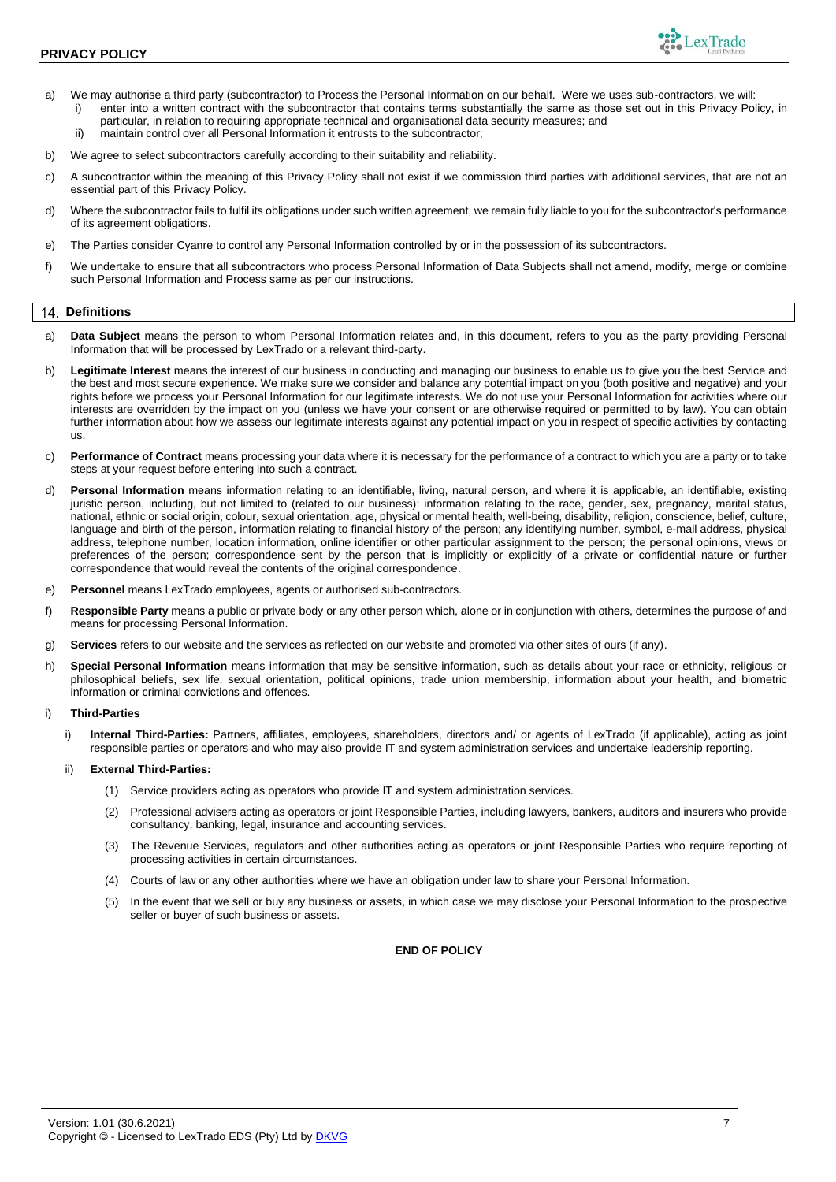a) We may authorise a third party (subcontractor) to Process the Personal Information on our behalf. Were we uses sub-contractors, we will:
   i) enter into a written contract with the subcontractor that contains terms substantially the same as those set out in this Privacy Policy, in particular, in relation to requiring appropriate technical and organisational data security measures; and
   ii) maintain control over all Personal Information it entrusts to the subcontractor;

b) We agree to select subcontractors carefully according to their suitability and reliability.

c) A subcontractor within the meaning of this Privacy Policy shall not exist if we commission third parties with additional services, that are not an essential part of this Privacy Policy.

d) Where the subcontractor fails to fulfil its obligations under such written agreement, we remain fully liable to you for the subcontractor's performance of its agreement obligations.

e) The Parties consider Cyanre to control any Personal Information controlled by or in the possession of its subcontractors.

f) We undertake to ensure that all subcontractors who process Personal Information of Data Subjects shall not amend, modify, merge or combine such Personal Information and Process same as per our instructions.

## 14. Definitions

a) **Data Subject** means the person to whom Personal Information relates and, in this document, refers to you as the party providing Personal Information that will be processed by LexTrado or a relevant third-party.

b) **Legitimate Interest** means the interest of our business in conducting and managing our business to enable us to give you the best Service and the best and most secure experience. We make sure we consider and balance any potential impact on you (both positive and negative) and your rights before we process your Personal Information for our legitimate interests. We do not use your Personal Information for activities where our interests are overridden by the impact on you (unless we have your consent or are otherwise required or permitted to by law). You can obtain further information about how we assess our legitimate interests against any potential impact on you in respect of specific activities by contacting us.

c) **Performance of Contract** means processing your data where it is necessary for the performance of a contract to which you are a party or to take steps at your request before entering into such a contract.

d) **Personal Information** means information relating to an identifiable, living, natural person, and where it is applicable, an identifiable, existing juristic person, including, but not limited to (related to our business): information relating to the race, gender, sex, pregnancy, marital status, national, ethnic or social origin, colour, sexual orientation, age, physical or mental health, well-being, disability, religion, conscience, belief, culture, language and birth of the person, information relating to financial history of the person; any identifying number, symbol, e-mail address, physical address, telephone number, location information, online identifier or other particular assignment to the person; the personal opinions, views or preferences of the person; correspondence sent by the person that is implicitly or explicitly of a private or confidential nature or further correspondence that would reveal the contents of the original correspondence.

e) **Personnel** means LexTrado employees, agents or authorised sub-contractors.

f) **Responsible Party** means a public or private body or any other person which, alone or in conjunction with others, determines the purpose of and means for processing Personal Information.

g) **Services** refers to our website and the services as reflected on our website and promoted via other sites of ours (if any).

h) **Special Personal Information** means information that may be sensitive information, such as details about your race or ethnicity, religious or philosophical beliefs, sex life, sexual orientation, political opinions, trade union membership, information about your health, and biometric information or criminal convictions and offences.

i) **Third-Parties**

   i) **Internal Third-Parties:** Partners, affiliates, employees, shareholders, directors and/ or agents of LexTrado (if applicable), acting as joint responsible parties or operators and who may also provide IT and system administration services and undertake leadership reporting.

   ii) **External Third-Parties:**

      (1) Service providers acting as operators who provide IT and system administration services.

      (2) Professional advisers acting as operators or joint Responsible Parties, including lawyers, bankers, auditors and insurers who provide consultancy, banking, legal, insurance and accounting services.

      (3) The Revenue Services, regulators and other authorities acting as operators or joint Responsible Parties who require reporting of processing activities in certain circumstances.

      (4) Courts of law or any other authorities where we have an obligation under law to share your Personal Information.

      (5) In the event that we sell or buy any business or assets, in which case we may disclose your Personal Information to the prospective seller or buyer of such business or assets.

**END OF POLICY**